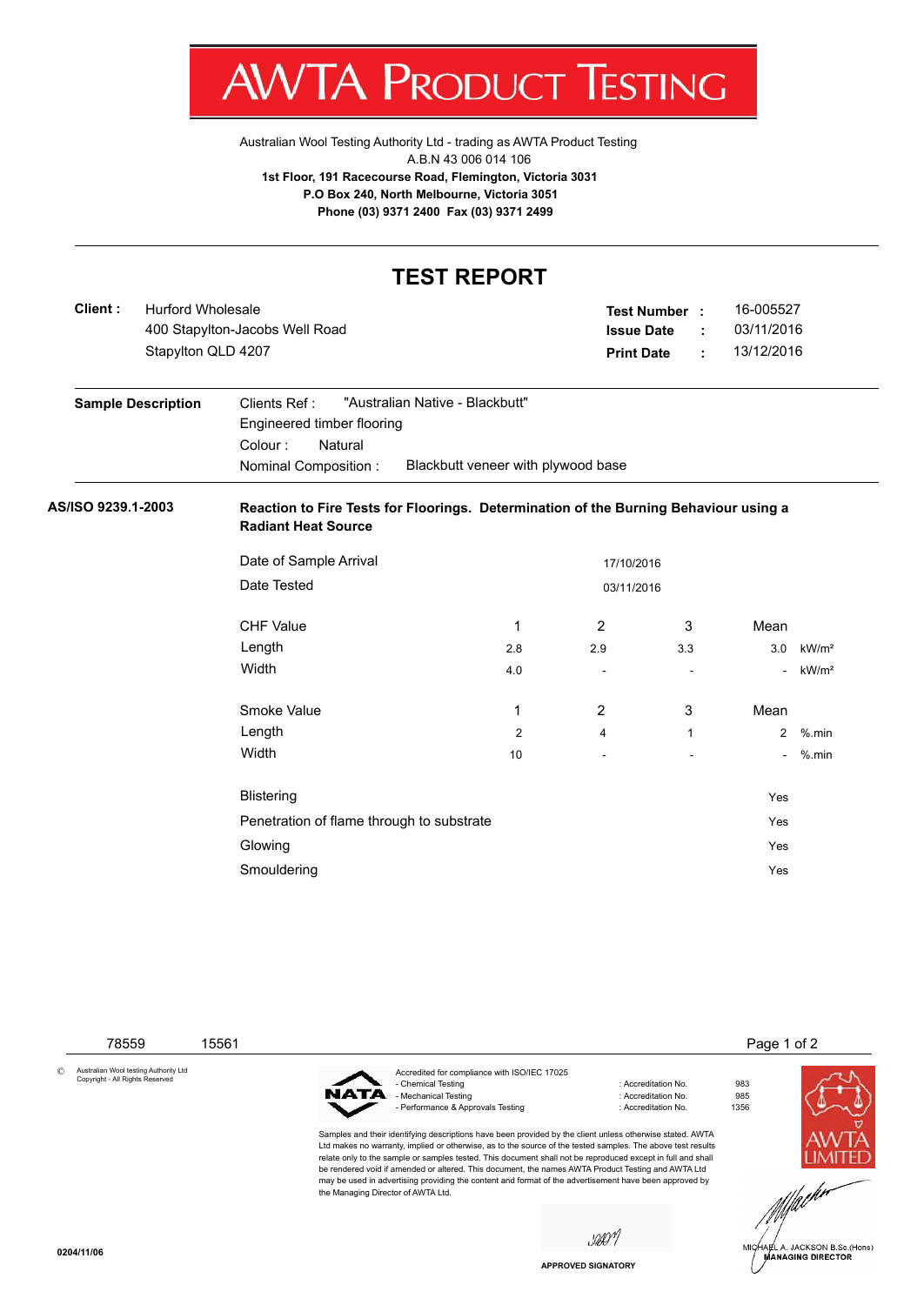# AWTA PRODUCT TESTING

Australian Wool Testing Authority Ltd - trading as AWTA Product Testing
A.B.N 43 006 014 106
**1st Floor, 191 Racecourse Road, Flemington, Victoria 3031**
**P.O Box 240, North Melbourne, Victoria 3051**
**Phone (03) 9371 2400 Fax (03) 9371 2499**

## TEST REPORT

**Client :** Hurford Wholesale
400 Stapylton-Jacobs Well Road
Stapylton QLD 4207

**Test Number :** 16-005527
**Issue Date :** 03/11/2016
**Print Date :** 13/12/2016

**Sample Description**

Clients Ref : "Australian Native - Blackbutt"
Engineered timber flooring
Colour : Natural
Nominal Composition : Blackbutt veneer with plywood base

**AS/ISO 9239.1-2003** **Reaction to Fire Tests for Floorings. Determination of the Burning Behaviour using a Radiant Heat Source**

Date of Sample Arrival: 17/10/2016
Date Tested: 03/11/2016

| CHF Value | 1 | 2 | 3 | Mean | |
|---|---|---|---|---|---|
| Length | 2.8 | 2.9 | 3.3 | 3.0 | kW/m² |
| Width | 4.0 | - | - | - | kW/m² |

| Smoke Value | 1 | 2 | 3 | Mean | |
|---|---|---|---|---|---|
| Length | 2 | 4 | 1 | 2 | %.min |
| Width | 10 | - | - | - | %.min |

| | |
|---|---|
| Blistering | Yes |
| Penetration of flame through to substrate | Yes |
| Glowing | Yes |
| Smouldering | Yes |

78559 15561

© Australian Wool testing Authority Ltd
Copyright - All Rights Reserved

Accredited for compliance with ISO/IEC 17025

| | | |
|---|---|---|
| - Chemical Testing | : Accreditation No. | 983 |
| - Mechanical Testing | : Accreditation No. | 985 |
| - Performance & Approvals Testing | : Accreditation No. | 1356 |

Samples and their identifying descriptions have been provided by the client unless otherwise stated. AWTA Ltd makes no warranty, implied or otherwise, as to the source of the tested samples. The above test results relate only to the sample or samples tested. This document shall not be reproduced except in full and shall be rendered void if amended or altered. This document, the names AWTA Product Testing and AWTA Ltd may be used in advertising providing the content and format of the advertisement have been approved by the Managing Director of AWTA Ltd.

APPROVED SIGNATORY

MICHAEL A. JACKSON B.Sc.(Hons)
MANAGING DIRECTOR

0204/11/06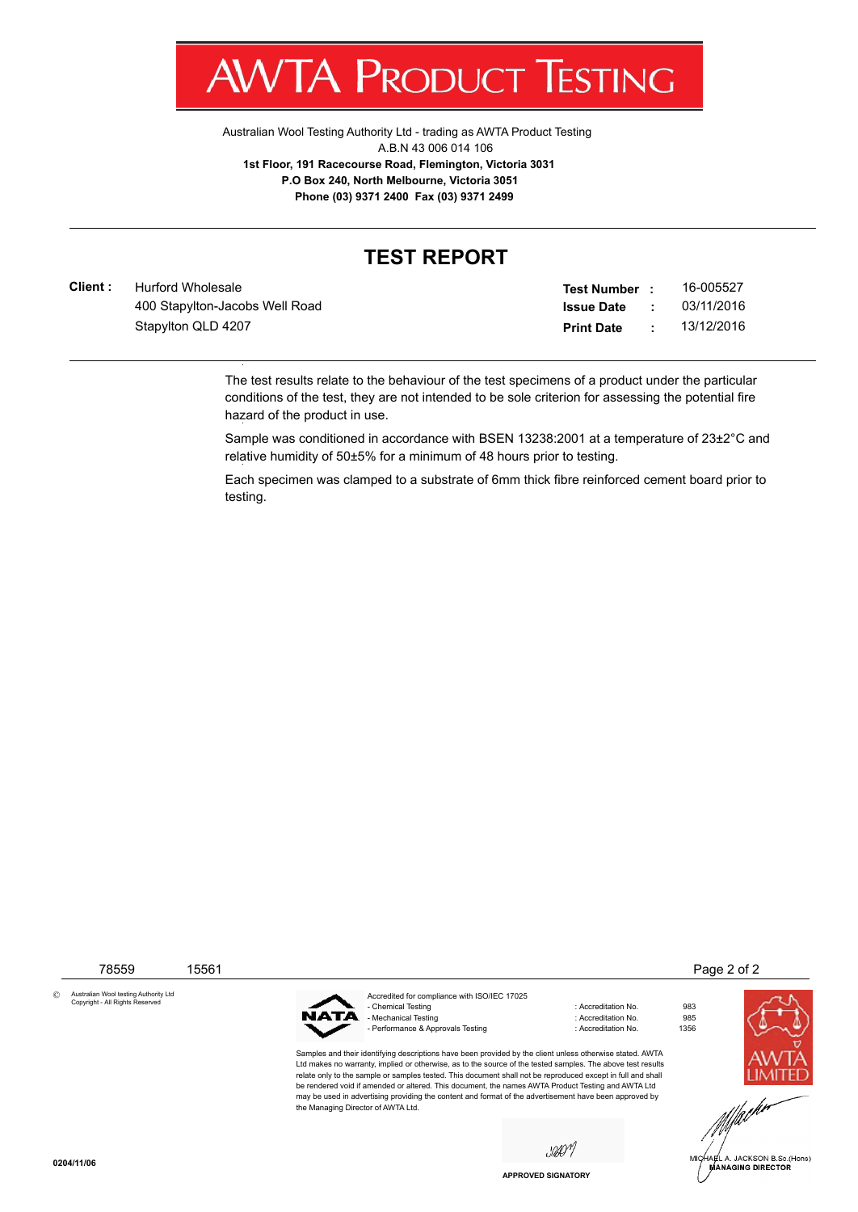# AWTA PRODUCT TESTING

Australian Wool Testing Authority Ltd - trading as AWTA Product Testing
A.B.N 43 006 014 106
**1st Floor, 191 Racecourse Road, Flemington, Victoria 3031**
**P.O Box 240, North Melbourne, Victoria 3051**
**Phone (03) 9371 2400 Fax (03) 9371 2499**

## TEST REPORT

| | | | |
|---|---|---|---|
| **Client :** | Hurford Wholesale<br>400 Stapylton-Jacobs Well Road<br>Stapylton QLD 4207 | **Test Number :** | 16-005527 |
| | | **Issue Date :** | 03/11/2016 |
| | | **Print Date :** | 13/12/2016 |

The test results relate to the behaviour of the test specimens of a product under the particular conditions of the test, they are not intended to be sole criterion for assessing the potential fire hazard of the product in use.

Sample was conditioned in accordance with BSEN 13238:2001 at a temperature of 23±2°C and relative humidity of 50±5% for a minimum of 48 hours prior to testing.

Each specimen was clamped to a substrate of 6mm thick fibre reinforced cement board prior to testing.

78559 15561

© Australian Wool testing Authority Ltd
Copyright - All Rights Reserved

Accredited for compliance with ISO/IEC 17025

| | | |
|---|---|---|
| - Chemical Testing | : Accreditation No. | 983 |
| - Mechanical Testing | : Accreditation No. | 985 |
| - Performance & Approvals Testing | : Accreditation No. | 1356 |

Samples and their identifying descriptions have been provided by the client unless otherwise stated. AWTA Ltd makes no warranty, implied or otherwise, as to the source of the tested samples. The above test results relate only to the sample or samples tested. This document shall not be reproduced except in full and shall be rendered void if amended or altered. This document, the names AWTA Product Testing and AWTA Ltd may be used in advertising providing the content and format of the advertisement have been approved by the Managing Director of AWTA Ltd.

AWTA LIMITED

APPROVED SIGNATORY

MICHAEL A. JACKSON B.Sc.(Hons)
MANAGING DIRECTOR

0204/11/06